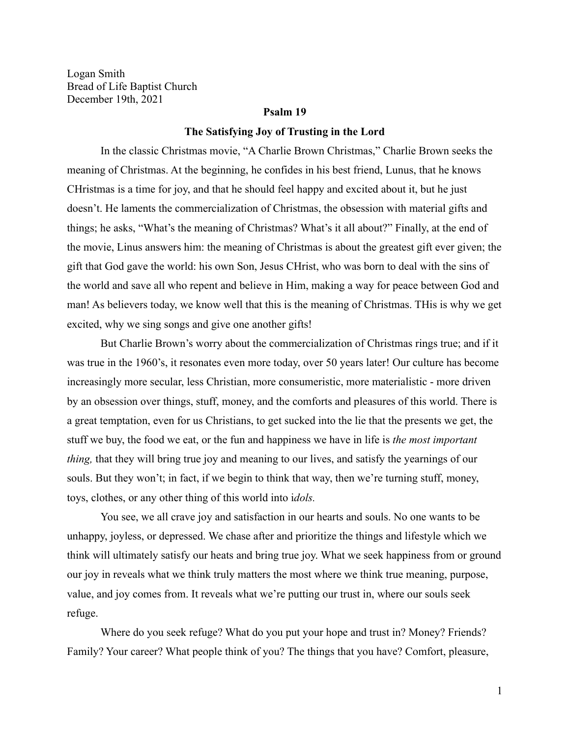Logan Smith
Bread of Life Baptist Church
December 19th, 2021

**Psalm 19**

**The Satisfying Joy of Trusting in the Lord**

In the classic Christmas movie, "A Charlie Brown Christmas," Charlie Brown seeks the meaning of Christmas. At the beginning, he confides in his best friend, Lunus, that he knows CHristmas is a time for joy, and that he should feel happy and excited about it, but he just doesn't. He laments the commercialization of Christmas, the obsession with material gifts and things; he asks, "What's the meaning of Christmas? What's it all about?" Finally, at the end of the movie, Linus answers him: the meaning of Christmas is about the greatest gift ever given; the gift that God gave the world: his own Son, Jesus CHrist, who was born to deal with the sins of the world and save all who repent and believe in Him, making a way for peace between God and man! As believers today, we know well that this is the meaning of Christmas. THis is why we get excited, why we sing songs and give one another gifts!

But Charlie Brown's worry about the commercialization of Christmas rings true; and if it was true in the 1960's, it resonates even more today, over 50 years later! Our culture has become increasingly more secular, less Christian, more consumeristic, more materialistic - more driven by an obsession over things, stuff, money, and the comforts and pleasures of this world. There is a great temptation, even for us Christians, to get sucked into the lie that the presents we get, the stuff we buy, the food we eat, or the fun and happiness we have in life is *the most important thing,* that they will bring true joy and meaning to our lives, and satisfy the yearnings of our souls. But they won't; in fact, if we begin to think that way, then we're turning stuff, money, toys, clothes, or any other thing of this world into i*dols.*

You see, we all crave joy and satisfaction in our hearts and souls. No one wants to be unhappy, joyless, or depressed. We chase after and prioritize the things and lifestyle which we think will ultimately satisfy our heats and bring true joy. What we seek happiness from or ground our joy in reveals what we think truly matters the most where we think true meaning, purpose, value, and joy comes from. It reveals what we're putting our trust in, where our souls seek refuge.

Where do you seek refuge? What do you put your hope and trust in? Money? Friends? Family? Your career? What people think of you? The things that you have? Comfort, pleasure,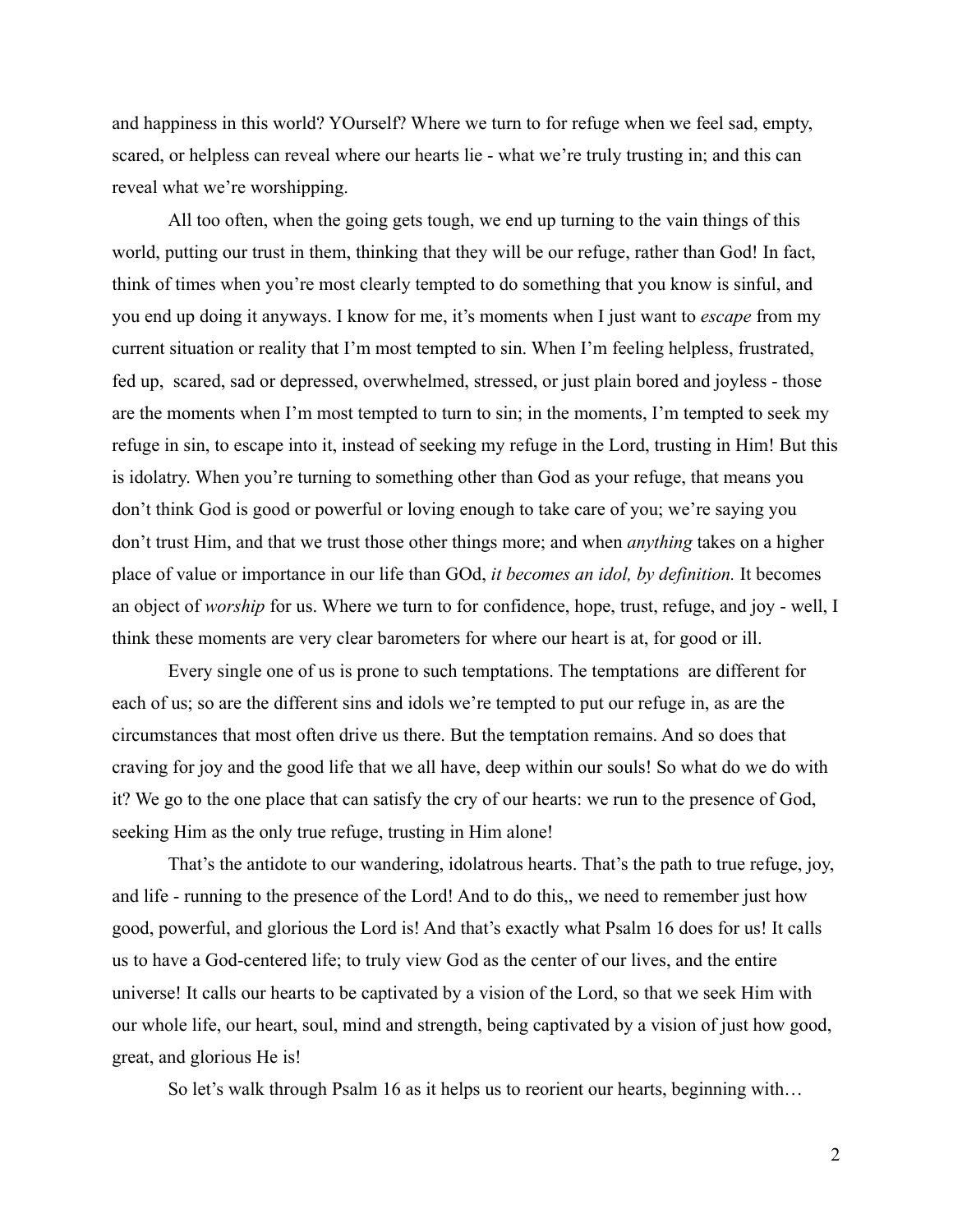and happiness in this world? YOurself? Where we turn to for refuge when we feel sad, empty, scared, or helpless can reveal where our hearts lie - what we're truly trusting in; and this can reveal what we're worshipping.

All too often, when the going gets tough, we end up turning to the vain things of this world, putting our trust in them, thinking that they will be our refuge, rather than God! In fact, think of times when you're most clearly tempted to do something that you know is sinful, and you end up doing it anyways. I know for me, it's moments when I just want to *escape* from my current situation or reality that I'm most tempted to sin. When I'm feeling helpless, frustrated, fed up,  scared, sad or depressed, overwhelmed, stressed, or just plain bored and joyless - those are the moments when I'm most tempted to turn to sin; in the moments, I'm tempted to seek my refuge in sin, to escape into it, instead of seeking my refuge in the Lord, trusting in Him! But this is idolatry. When you're turning to something other than God as your refuge, that means you don't think God is good or powerful or loving enough to take care of you; we're saying you don't trust Him, and that we trust those other things more; and when *anything* takes on a higher place of value or importance in our life than GOd, *it becomes an idol, by definition.* It becomes an object of *worship* for us. Where we turn to for confidence, hope, trust, refuge, and joy - well, I think these moments are very clear barometers for where our heart is at, for good or ill.

Every single one of us is prone to such temptations. The temptations  are different for each of us; so are the different sins and idols we're tempted to put our refuge in, as are the circumstances that most often drive us there. But the temptation remains. And so does that craving for joy and the good life that we all have, deep within our souls! So what do we do with it? We go to the one place that can satisfy the cry of our hearts: we run to the presence of God, seeking Him as the only true refuge, trusting in Him alone!

That's the antidote to our wandering, idolatrous hearts. That's the path to true refuge, joy, and life - running to the presence of the Lord! And to do this,, we need to remember just how good, powerful, and glorious the Lord is! And that's exactly what Psalm 16 does for us! It calls us to have a God-centered life; to truly view God as the center of our lives, and the entire universe! It calls our hearts to be captivated by a vision of the Lord, so that we seek Him with our whole life, our heart, soul, mind and strength, being captivated by a vision of just how good, great, and glorious He is!

So let's walk through Psalm 16 as it helps us to reorient our hearts, beginning with…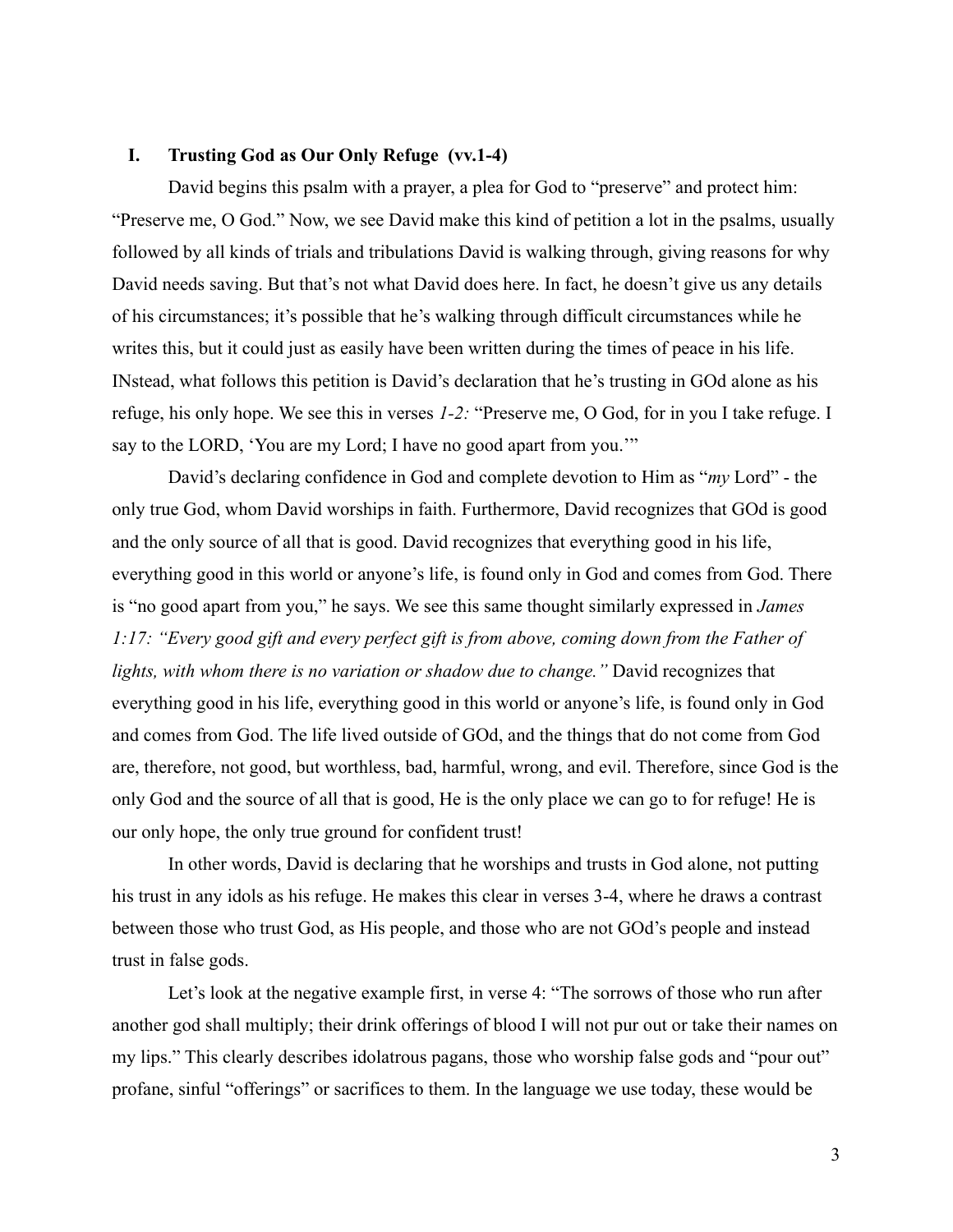## I. Trusting God as Our Only Refuge (vv.1-4)

David begins this psalm with a prayer, a plea for God to "preserve" and protect him: "Preserve me, O God." Now, we see David make this kind of petition a lot in the psalms, usually followed by all kinds of trials and tribulations David is walking through, giving reasons for why David needs saving. But that's not what David does here. In fact, he doesn't give us any details of his circumstances; it's possible that he's walking through difficult circumstances while he writes this, but it could just as easily have been written during the times of peace in his life. INstead, what follows this petition is David's declaration that he's trusting in GOd alone as his refuge, his only hope. We see this in verses *1-2:* "Preserve me, O God, for in you I take refuge. I say to the LORD, 'You are my Lord; I have no good apart from you.'"

David's declaring confidence in God and complete devotion to Him as "*my* Lord" - the only true God, whom David worships in faith. Furthermore, David recognizes that GOd is good and the only source of all that is good. David recognizes that everything good in his life, everything good in this world or anyone's life, is found only in God and comes from God. There is "no good apart from you," he says. We see this same thought similarly expressed in *James 1:17: "Every good gift and every perfect gift is from above, coming down from the Father of lights, with whom there is no variation or shadow due to change."* David recognizes that everything good in his life, everything good in this world or anyone's life, is found only in God and comes from God. The life lived outside of GOd, and the things that do not come from God are, therefore, not good, but worthless, bad, harmful, wrong, and evil. Therefore, since God is the only God and the source of all that is good, He is the only place we can go to for refuge! He is our only hope, the only true ground for confident trust!

In other words, David is declaring that he worships and trusts in God alone, not putting his trust in any idols as his refuge. He makes this clear in verses 3-4, where he draws a contrast between those who trust God, as His people, and those who are not GOd's people and instead trust in false gods.

Let's look at the negative example first, in verse 4: "The sorrows of those who run after another god shall multiply; their drink offerings of blood I will not pur out or take their names on my lips." This clearly describes idolatrous pagans, those who worship false gods and "pour out" profane, sinful "offerings" or sacrifices to them. In the language we use today, these would be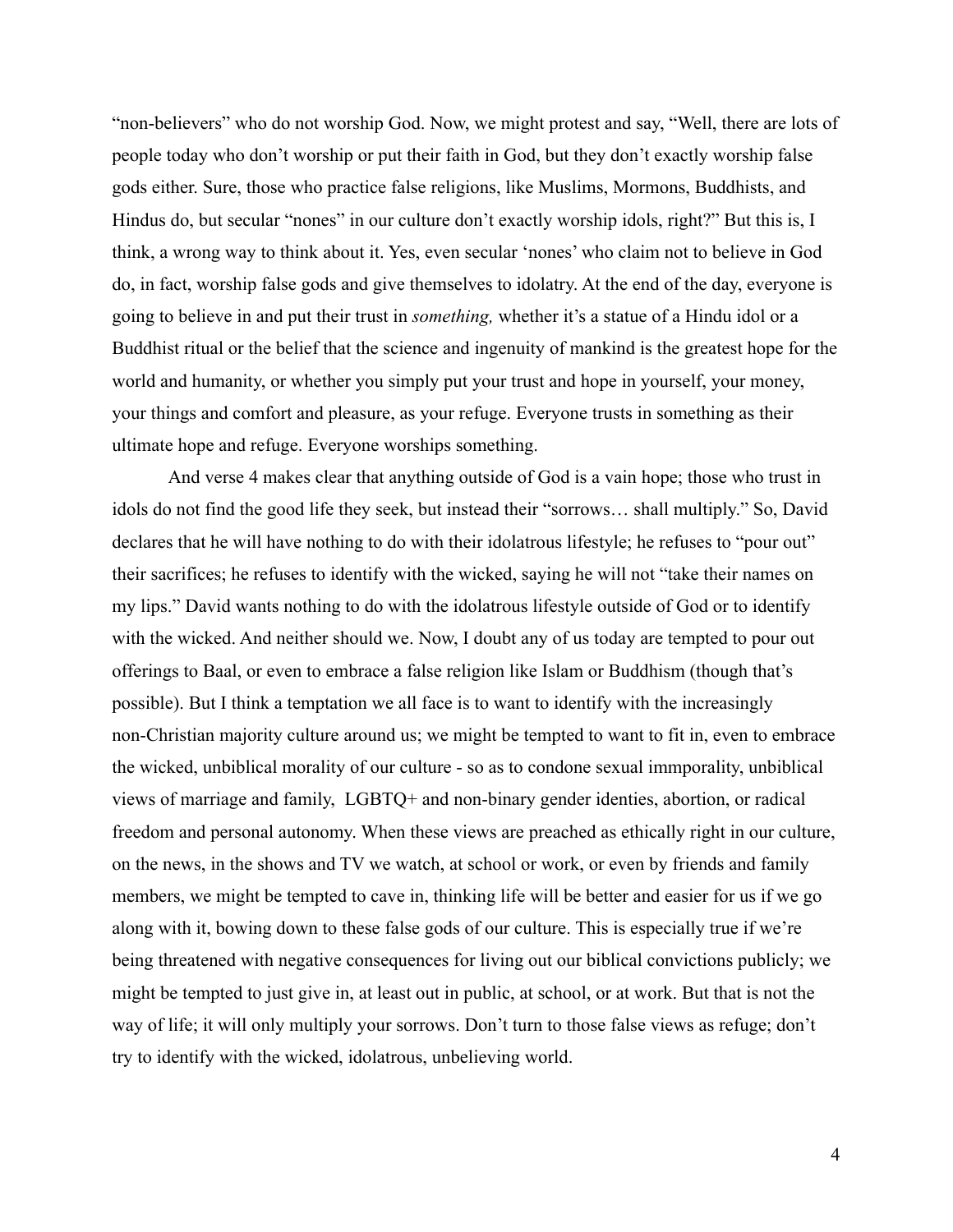"non-believers" who do not worship God. Now, we might protest and say, "Well, there are lots of people today who don't worship or put their faith in God, but they don't exactly worship false gods either. Sure, those who practice false religions, like Muslims, Mormons, Buddhists, and Hindus do, but secular "nones" in our culture don't exactly worship idols, right?" But this is, I think, a wrong way to think about it. Yes, even secular 'nones' who claim not to believe in God do, in fact, worship false gods and give themselves to idolatry. At the end of the day, everyone is going to believe in and put their trust in *something,* whether it's a statue of a Hindu idol or a Buddhist ritual or the belief that the science and ingenuity of mankind is the greatest hope for the world and humanity, or whether you simply put your trust and hope in yourself, your money, your things and comfort and pleasure, as your refuge. Everyone trusts in something as their ultimate hope and refuge. Everyone worships something.

And verse 4 makes clear that anything outside of God is a vain hope; those who trust in idols do not find the good life they seek, but instead their "sorrows… shall multiply." So, David declares that he will have nothing to do with their idolatrous lifestyle; he refuses to "pour out" their sacrifices; he refuses to identify with the wicked, saying he will not "take their names on my lips." David wants nothing to do with the idolatrous lifestyle outside of God or to identify with the wicked. And neither should we. Now, I doubt any of us today are tempted to pour out offerings to Baal, or even to embrace a false religion like Islam or Buddhism (though that's possible). But I think a temptation we all face is to want to identify with the increasingly non-Christian majority culture around us; we might be tempted to want to fit in, even to embrace the wicked, unbiblical morality of our culture - so as to condone sexual immporality, unbiblical views of marriage and family, LGBTQ+ and non-binary gender identies, abortion, or radical freedom and personal autonomy. When these views are preached as ethically right in our culture, on the news, in the shows and TV we watch, at school or work, or even by friends and family members, we might be tempted to cave in, thinking life will be better and easier for us if we go along with it, bowing down to these false gods of our culture. This is especially true if we're being threatened with negative consequences for living out our biblical convictions publicly; we might be tempted to just give in, at least out in public, at school, or at work. But that is not the way of life; it will only multiply your sorrows. Don't turn to those false views as refuge; don't try to identify with the wicked, idolatrous, unbelieving world.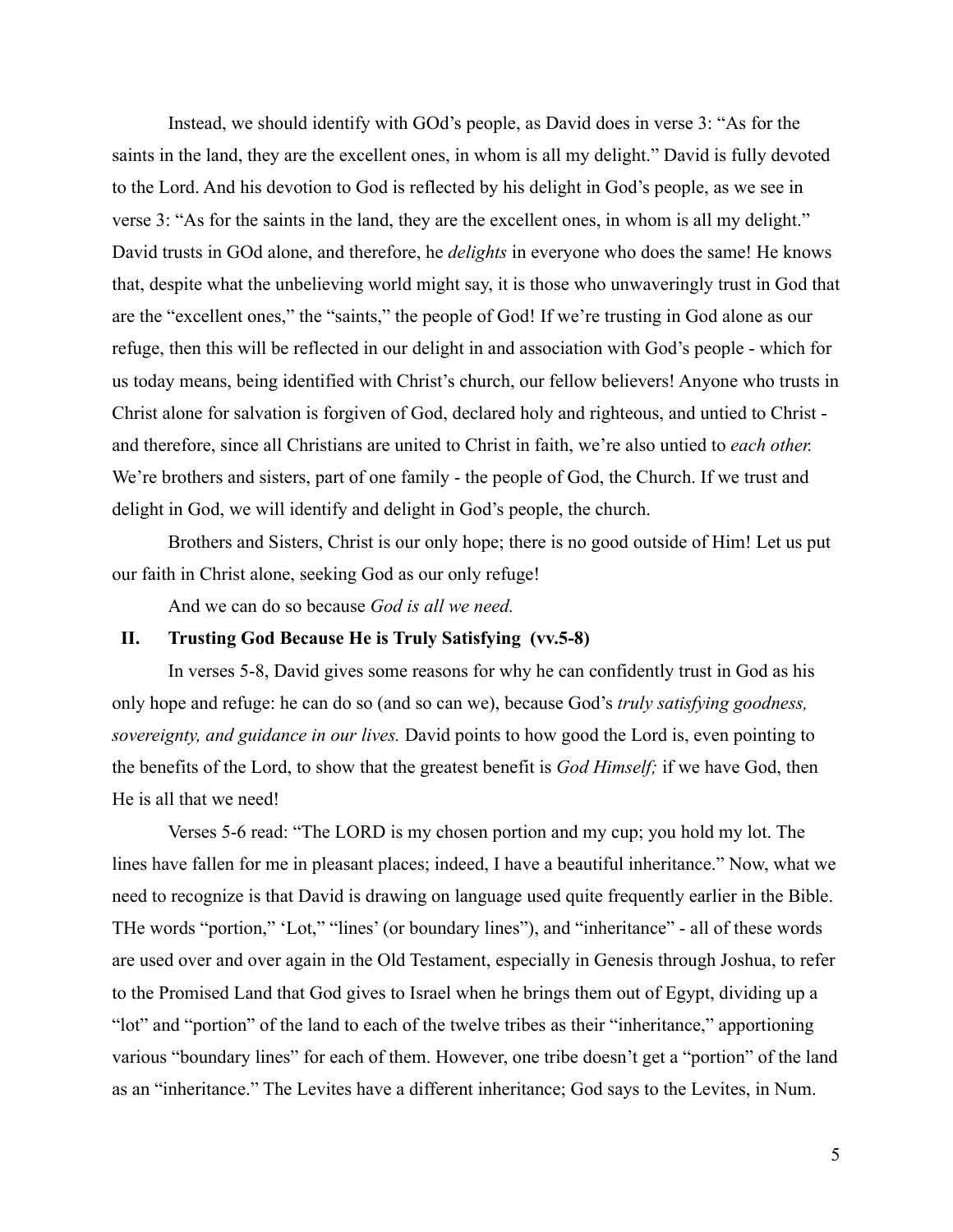Instead, we should identify with GOd's people, as David does in verse 3: "As for the saints in the land, they are the excellent ones, in whom is all my delight." David is fully devoted to the Lord. And his devotion to God is reflected by his delight in God's people, as we see in verse 3: "As for the saints in the land, they are the excellent ones, in whom is all my delight." David trusts in GOd alone, and therefore, he *delights* in everyone who does the same! He knows that, despite what the unbelieving world might say, it is those who unwaveringly trust in God that are the "excellent ones," the "saints," the people of God! If we're trusting in God alone as our refuge, then this will be reflected in our delight in and association with God's people - which for us today means, being identified with Christ's church, our fellow believers! Anyone who trusts in Christ alone for salvation is forgiven of God, declared holy and righteous, and untied to Christ - and therefore, since all Christians are united to Christ in faith, we're also untied to *each other.* We're brothers and sisters, part of one family - the people of God, the Church. If we trust and delight in God, we will identify and delight in God's people, the church.

Brothers and Sisters, Christ is our only hope; there is no good outside of Him! Let us put our faith in Christ alone, seeking God as our only refuge!

And we can do so because *God is all we need.*

## II. Trusting God Because He is Truly Satisfying (vv.5-8)

In verses 5-8, David gives some reasons for why he can confidently trust in God as his only hope and refuge: he can do so (and so can we), because God's *truly satisfying goodness, sovereignty, and guidance in our lives.* David points to how good the Lord is, even pointing to the benefits of the Lord, to show that the greatest benefit is *God Himself;* if we have God, then He is all that we need!

Verses 5-6 read: "The LORD is my chosen portion and my cup; you hold my lot. The lines have fallen for me in pleasant places; indeed, I have a beautiful inheritance." Now, what we need to recognize is that David is drawing on language used quite frequently earlier in the Bible. THe words "portion," 'Lot," "lines' (or boundary lines"), and "inheritance" - all of these words are used over and over again in the Old Testament, especially in Genesis through Joshua, to refer to the Promised Land that God gives to Israel when he brings them out of Egypt, dividing up a "lot" and "portion" of the land to each of the twelve tribes as their "inheritance," apportioning various "boundary lines" for each of them. However, one tribe doesn't get a "portion" of the land as an "inheritance." The Levites have a different inheritance; God says to the Levites, in Num.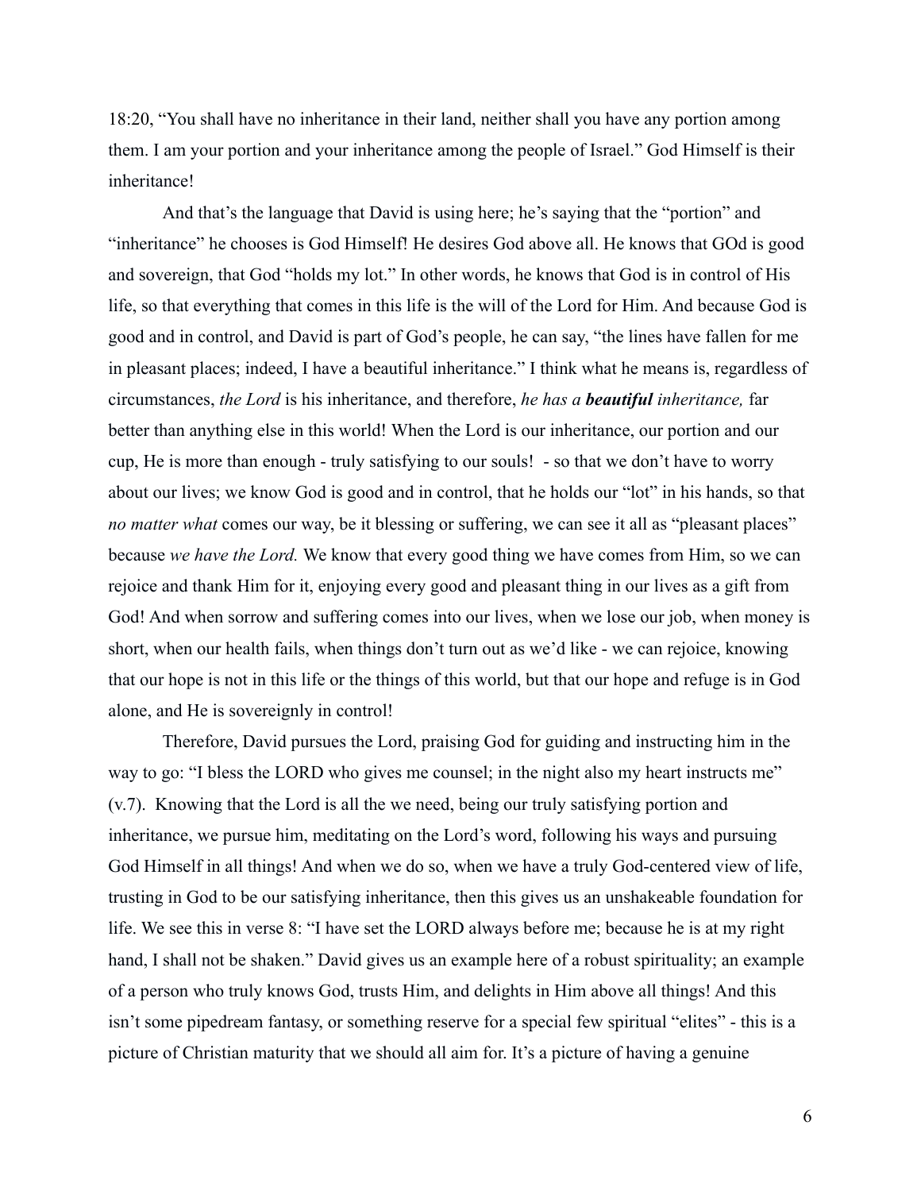18:20, "You shall have no inheritance in their land, neither shall you have any portion among them. I am your portion and your inheritance among the people of Israel." God Himself is their inheritance!

And that's the language that David is using here; he's saying that the "portion" and "inheritance" he chooses is God Himself! He desires God above all. He knows that GOd is good and sovereign, that God "holds my lot." In other words, he knows that God is in control of His life, so that everything that comes in this life is the will of the Lord for Him. And because God is good and in control, and David is part of God's people, he can say, "the lines have fallen for me in pleasant places; indeed, I have a beautiful inheritance." I think what he means is, regardless of circumstances, *the Lord* is his inheritance, and therefore, *he has a* ***beautiful*** *inheritance,* far better than anything else in this world! When the Lord is our inheritance, our portion and our cup, He is more than enough - truly satisfying to our souls! - so that we don't have to worry about our lives; we know God is good and in control, that he holds our "lot" in his hands, so that *no matter what* comes our way, be it blessing or suffering, we can see it all as "pleasant places" because *we have the Lord.* We know that every good thing we have comes from Him, so we can rejoice and thank Him for it, enjoying every good and pleasant thing in our lives as a gift from God! And when sorrow and suffering comes into our lives, when we lose our job, when money is short, when our health fails, when things don't turn out as we'd like - we can rejoice, knowing that our hope is not in this life or the things of this world, but that our hope and refuge is in God alone, and He is sovereignly in control!

Therefore, David pursues the Lord, praising God for guiding and instructing him in the way to go: "I bless the LORD who gives me counsel; in the night also my heart instructs me" (v.7). Knowing that the Lord is all the we need, being our truly satisfying portion and inheritance, we pursue him, meditating on the Lord's word, following his ways and pursuing God Himself in all things! And when we do so, when we have a truly God-centered view of life, trusting in God to be our satisfying inheritance, then this gives us an unshakeable foundation for life. We see this in verse 8: "I have set the LORD always before me; because he is at my right hand, I shall not be shaken." David gives us an example here of a robust spirituality; an example of a person who truly knows God, trusts Him, and delights in Him above all things! And this isn't some pipedream fantasy, or something reserve for a special few spiritual "elites" - this is a picture of Christian maturity that we should all aim for. It's a picture of having a genuine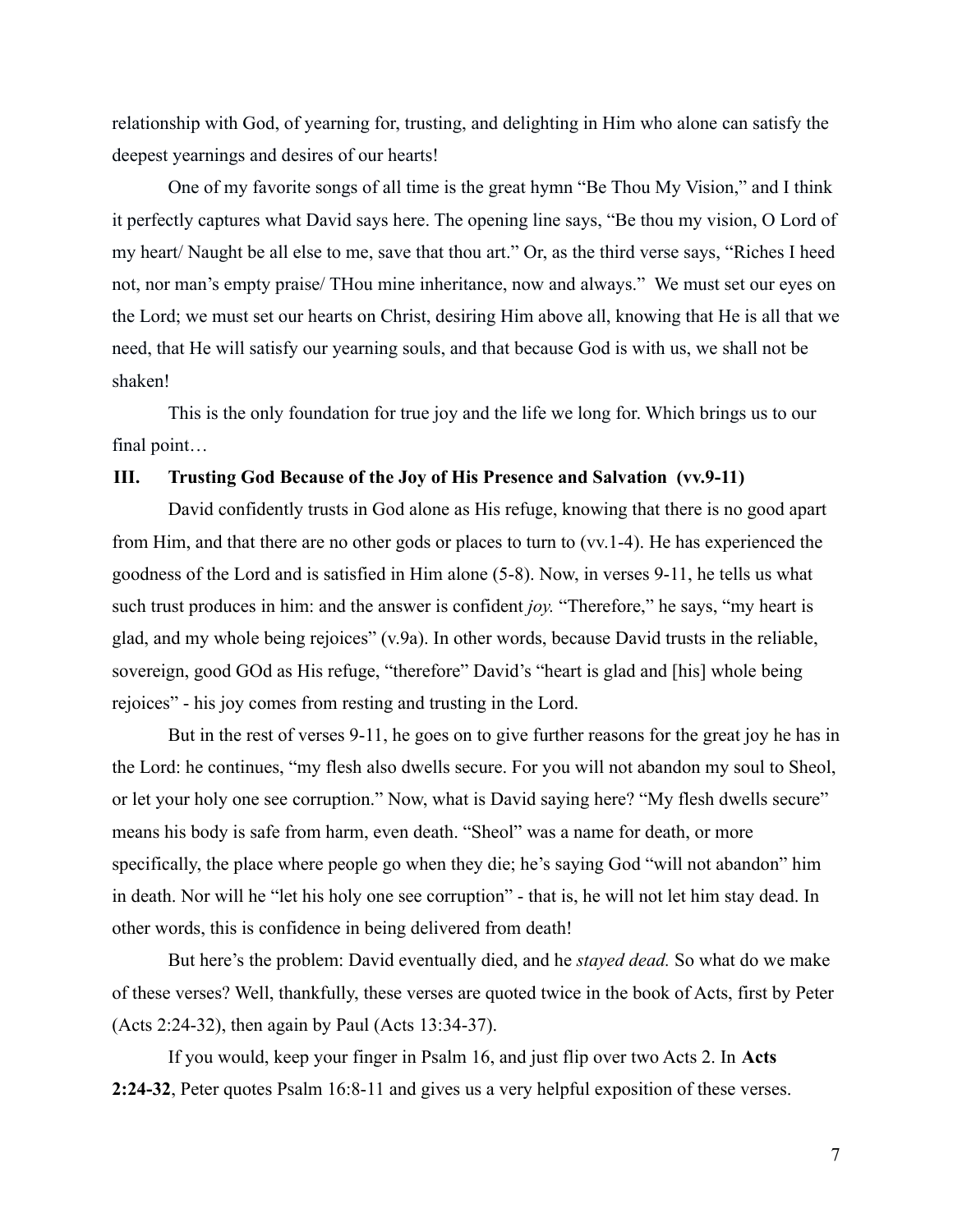relationship with God, of yearning for, trusting, and delighting in Him who alone can satisfy the deepest yearnings and desires of our hearts!

One of my favorite songs of all time is the great hymn "Be Thou My Vision," and I think it perfectly captures what David says here. The opening line says, "Be thou my vision, O Lord of my heart/ Naught be all else to me, save that thou art." Or, as the third verse says, "Riches I heed not, nor man's empty praise/ THou mine inheritance, now and always." We must set our eyes on the Lord; we must set our hearts on Christ, desiring Him above all, knowing that He is all that we need, that He will satisfy our yearning souls, and that because God is with us, we shall not be shaken!

This is the only foundation for true joy and the life we long for. Which brings us to our final point…

### III. Trusting God Because of the Joy of His Presence and Salvation (vv.9-11)

David confidently trusts in God alone as His refuge, knowing that there is no good apart from Him, and that there are no other gods or places to turn to (vv.1-4). He has experienced the goodness of the Lord and is satisfied in Him alone (5-8). Now, in verses 9-11, he tells us what such trust produces in him: and the answer is confident *joy.* "Therefore," he says, "my heart is glad, and my whole being rejoices" (v.9a). In other words, because David trusts in the reliable, sovereign, good GOd as His refuge, "therefore" David's "heart is glad and [his] whole being rejoices" - his joy comes from resting and trusting in the Lord.

But in the rest of verses 9-11, he goes on to give further reasons for the great joy he has in the Lord: he continues, "my flesh also dwells secure. For you will not abandon my soul to Sheol, or let your holy one see corruption." Now, what is David saying here? "My flesh dwells secure" means his body is safe from harm, even death. "Sheol" was a name for death, or more specifically, the place where people go when they die; he's saying God "will not abandon" him in death. Nor will he "let his holy one see corruption" - that is, he will not let him stay dead. In other words, this is confidence in being delivered from death!

But here's the problem: David eventually died, and he *stayed dead.* So what do we make of these verses? Well, thankfully, these verses are quoted twice in the book of Acts, first by Peter (Acts 2:24-32), then again by Paul (Acts 13:34-37).

If you would, keep your finger in Psalm 16, and just flip over two Acts 2. In **Acts 2:24-32**, Peter quotes Psalm 16:8-11 and gives us a very helpful exposition of these verses.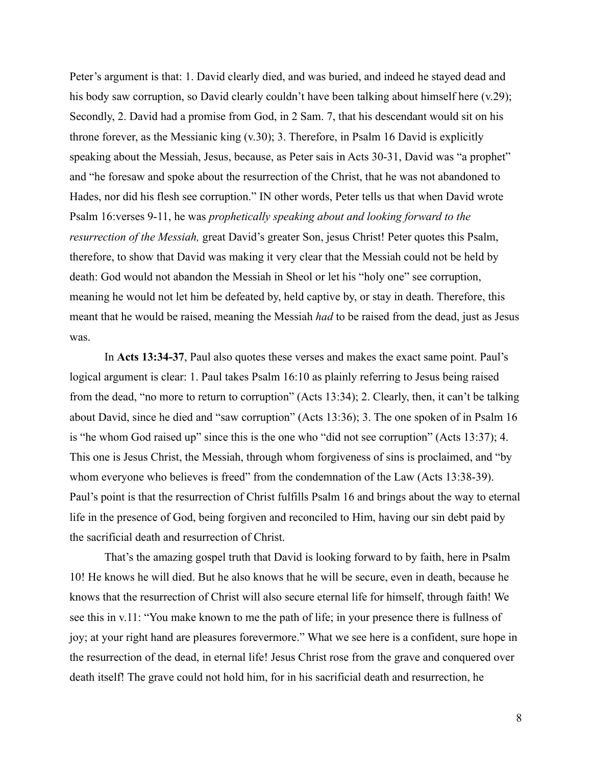Peter's argument is that: 1. David clearly died, and was buried, and indeed he stayed dead and his body saw corruption, so David clearly couldn't have been talking about himself here (v.29); Secondly, 2. David had a promise from God, in 2 Sam. 7, that his descendant would sit on his throne forever, as the Messianic king (v.30); 3. Therefore, in Psalm 16 David is explicitly speaking about the Messiah, Jesus, because, as Peter sais in Acts 30-31, David was "a prophet" and "he foresaw and spoke about the resurrection of the Christ, that he was not abandoned to Hades, nor did his flesh see corruption." IN other words, Peter tells us that when David wrote Psalm 16:verses 9-11, he was *prophetically speaking about and looking forward to the resurrection of the Messiah,* great David's greater Son, jesus Christ! Peter quotes this Psalm, therefore, to show that David was making it very clear that the Messiah could not be held by death: God would not abandon the Messiah in Sheol or let his "holy one" see corruption, meaning he would not let him be defeated by, held captive by, or stay in death. Therefore, this meant that he would be raised, meaning the Messiah *had* to be raised from the dead, just as Jesus was.

In **Acts 13:34-37**, Paul also quotes these verses and makes the exact same point. Paul's logical argument is clear: 1. Paul takes Psalm 16:10 as plainly referring to Jesus being raised from the dead, "no more to return to corruption" (Acts 13:34); 2. Clearly, then, it can't be talking about David, since he died and "saw corruption" (Acts 13:36); 3. The one spoken of in Psalm 16 is "he whom God raised up" since this is the one who "did not see corruption" (Acts 13:37); 4. This one is Jesus Christ, the Messiah, through whom forgiveness of sins is proclaimed, and "by whom everyone who believes is freed" from the condemnation of the Law (Acts 13:38-39). Paul's point is that the resurrection of Christ fulfills Psalm 16 and brings about the way to eternal life in the presence of God, being forgiven and reconciled to Him, having our sin debt paid by the sacrificial death and resurrection of Christ.

That's the amazing gospel truth that David is looking forward to by faith, here in Psalm 10! He knows he will died. But he also knows that he will be secure, even in death, because he knows that the resurrection of Christ will also secure eternal life for himself, through faith! We see this in v.11: "You make known to me the path of life; in your presence there is fullness of joy; at your right hand are pleasures forevermore." What we see here is a confident, sure hope in the resurrection of the dead, in eternal life! Jesus Christ rose from the grave and conquered over death itself! The grave could not hold him, for in his sacrificial death and resurrection, he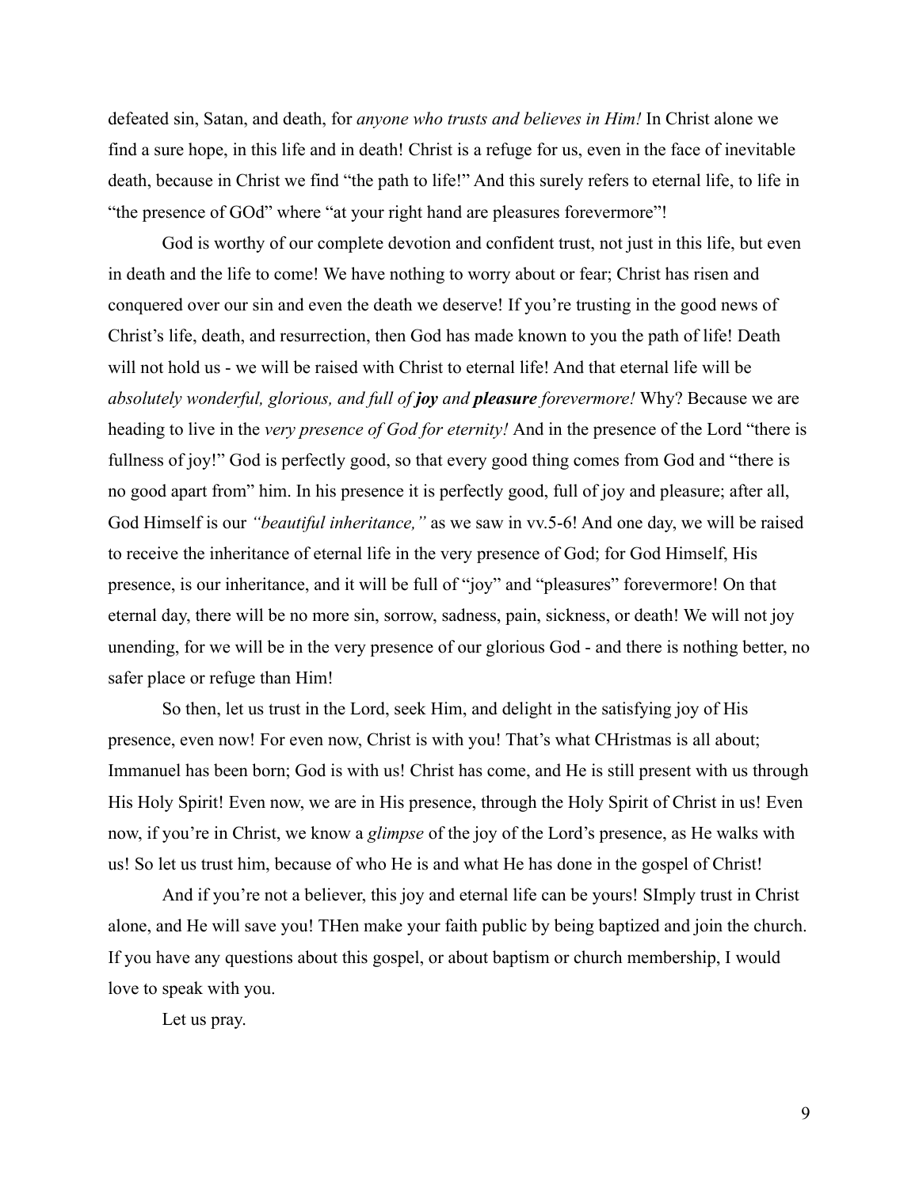defeated sin, Satan, and death, for *anyone who trusts and believes in Him!* In Christ alone we find a sure hope, in this life and in death! Christ is a refuge for us, even in the face of inevitable death, because in Christ we find "the path to life!" And this surely refers to eternal life, to life in "the presence of GOd" where "at your right hand are pleasures forevermore"!

God is worthy of our complete devotion and confident trust, not just in this life, but even in death and the life to come! We have nothing to worry about or fear; Christ has risen and conquered over our sin and even the death we deserve! If you're trusting in the good news of Christ's life, death, and resurrection, then God has made known to you the path of life! Death will not hold us - we will be raised with Christ to eternal life! And that eternal life will be *absolutely wonderful, glorious, and full of* ***joy*** *and* ***pleasure*** *forevermore!* Why? Because we are heading to live in the *very presence of God for eternity!* And in the presence of the Lord "there is fullness of joy!" God is perfectly good, so that every good thing comes from God and "there is no good apart from" him. In his presence it is perfectly good, full of joy and pleasure; after all, God Himself is our *"beautiful inheritance,"* as we saw in vv.5-6! And one day, we will be raised to receive the inheritance of eternal life in the very presence of God; for God Himself, His presence, is our inheritance, and it will be full of "joy" and "pleasures" forevermore! On that eternal day, there will be no more sin, sorrow, sadness, pain, sickness, or death! We will not joy unending, for we will be in the very presence of our glorious God - and there is nothing better, no safer place or refuge than Him!

So then, let us trust in the Lord, seek Him, and delight in the satisfying joy of His presence, even now! For even now, Christ is with you! That's what CHristmas is all about; Immanuel has been born; God is with us! Christ has come, and He is still present with us through His Holy Spirit! Even now, we are in His presence, through the Holy Spirit of Christ in us! Even now, if you're in Christ, we know a *glimpse* of the joy of the Lord's presence, as He walks with us! So let us trust him, because of who He is and what He has done in the gospel of Christ!

And if you're not a believer, this joy and eternal life can be yours! SImply trust in Christ alone, and He will save you! THen make your faith public by being baptized and join the church. If you have any questions about this gospel, or about baptism or church membership, I would love to speak with you.

Let us pray.